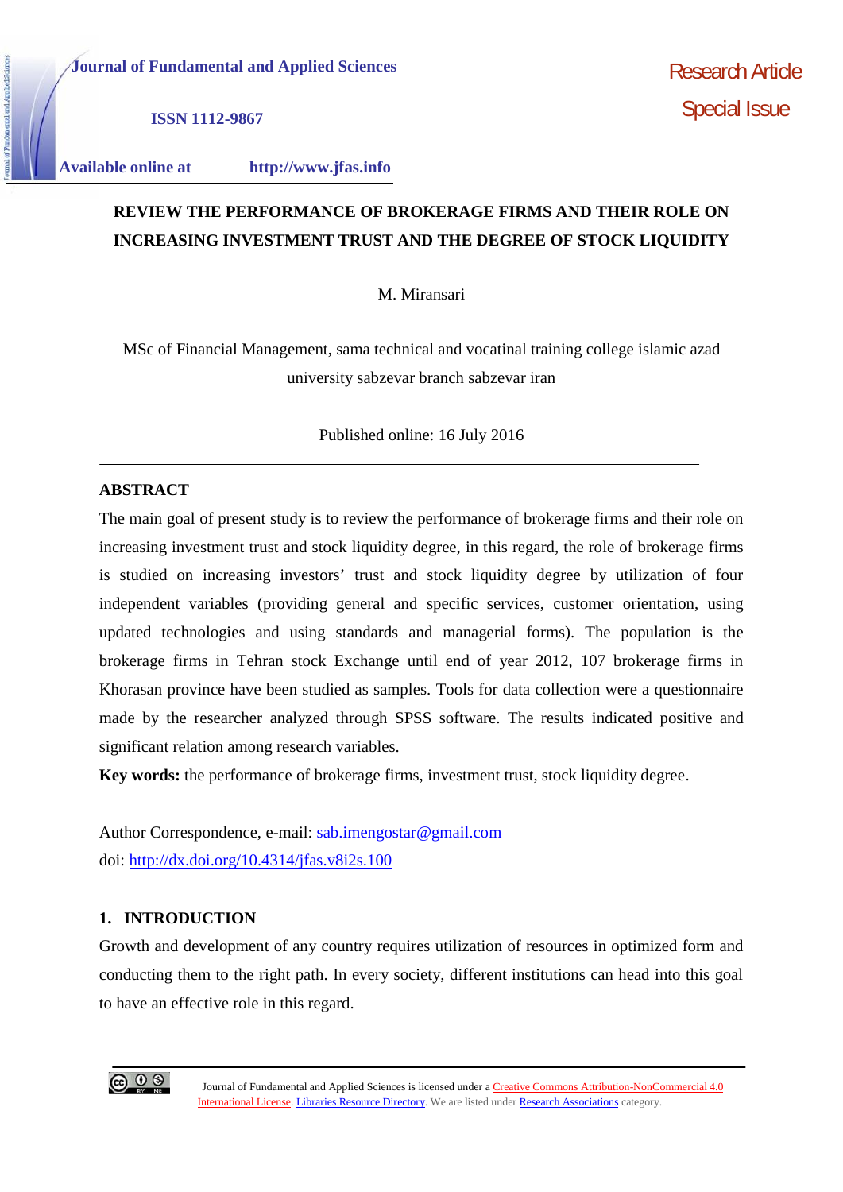Journal of Fundamental and Applied Sciences

ISSN 1112-9867

Available online at http://www.jfas.info

Research Article
Special Issue

# REVIEW THE PERFORMANCE OF BROKERAGE FIRMS AND THEIR ROLE ON INCREASING INVESTMENT TRUST AND THE DEGREE OF STOCK LIQUIDITY

M. Miransari

MSc of Financial Management, sama technical and vocatinal training college islamic azad university sabzevar branch sabzevar iran

Published online: 16 July 2016

## ABSTRACT

The main goal of present study is to review the performance of brokerage firms and their role on increasing investment trust and stock liquidity degree, in this regard, the role of brokerage firms is studied on increasing investors' trust and stock liquidity degree by utilization of four independent variables (providing general and specific services, customer orientation, using updated technologies and using standards and managerial forms). The population is the brokerage firms in Tehran stock Exchange until end of year 2012, 107 brokerage firms in Khorasan province have been studied as samples. Tools for data collection were a questionnaire made by the researcher analyzed through SPSS software. The results indicated positive and significant relation among research variables.

**Key words:** the performance of brokerage firms, investment trust, stock liquidity degree.

Author Correspondence, e-mail: sab.imengostar@gmail.com
doi: http://dx.doi.org/10.4314/jfas.v8i2s.100

## 1. INTRODUCTION

Growth and development of any country requires utilization of resources in optimized form and conducting them to the right path. In every society, different institutions can head into this goal to have an effective role in this regard.

Journal of Fundamental and Applied Sciences is licensed under a Creative Commons Attribution-NonCommercial 4.0 International License. Libraries Resource Directory. We are listed under Research Associations category.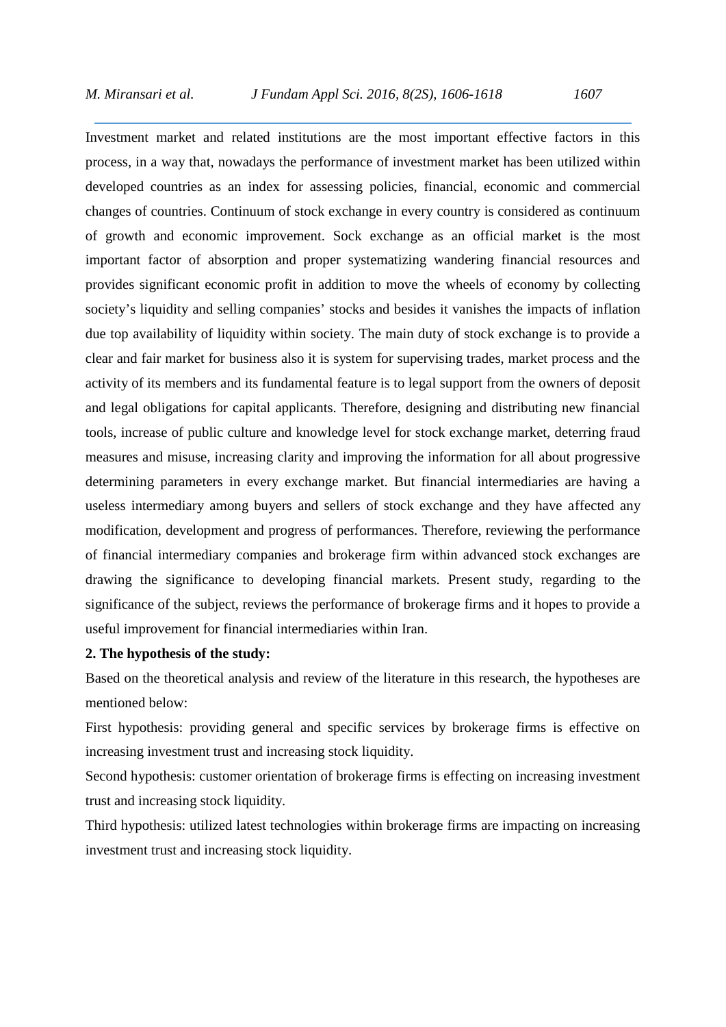Investment market and related institutions are the most important effective factors in this process, in a way that, nowadays the performance of investment market has been utilized within developed countries as an index for assessing policies, financial, economic and commercial changes of countries. Continuum of stock exchange in every country is considered as continuum of growth and economic improvement. Sock exchange as an official market is the most important factor of absorption and proper systematizing wandering financial resources and provides significant economic profit in addition to move the wheels of economy by collecting society's liquidity and selling companies' stocks and besides it vanishes the impacts of inflation due top availability of liquidity within society. The main duty of stock exchange is to provide a clear and fair market for business also it is system for supervising trades, market process and the activity of its members and its fundamental feature is to legal support from the owners of deposit and legal obligations for capital applicants. Therefore, designing and distributing new financial tools, increase of public culture and knowledge level for stock exchange market, deterring fraud measures and misuse, increasing clarity and improving the information for all about progressive determining parameters in every exchange market. But financial intermediaries are having a useless intermediary among buyers and sellers of stock exchange and they have affected any modification, development and progress of performances. Therefore, reviewing the performance of financial intermediary companies and brokerage firm within advanced stock exchanges are drawing the significance to developing financial markets. Present study, regarding to the significance of the subject, reviews the performance of brokerage firms and it hopes to provide a useful improvement for financial intermediaries within Iran.

## 2. The hypothesis of the study:

Based on the theoretical analysis and review of the literature in this research, the hypotheses are mentioned below:

First hypothesis: providing general and specific services by brokerage firms is effective on increasing investment trust and increasing stock liquidity.

Second hypothesis: customer orientation of brokerage firms is effecting on increasing investment trust and increasing stock liquidity.

Third hypothesis: utilized latest technologies within brokerage firms are impacting on increasing investment trust and increasing stock liquidity.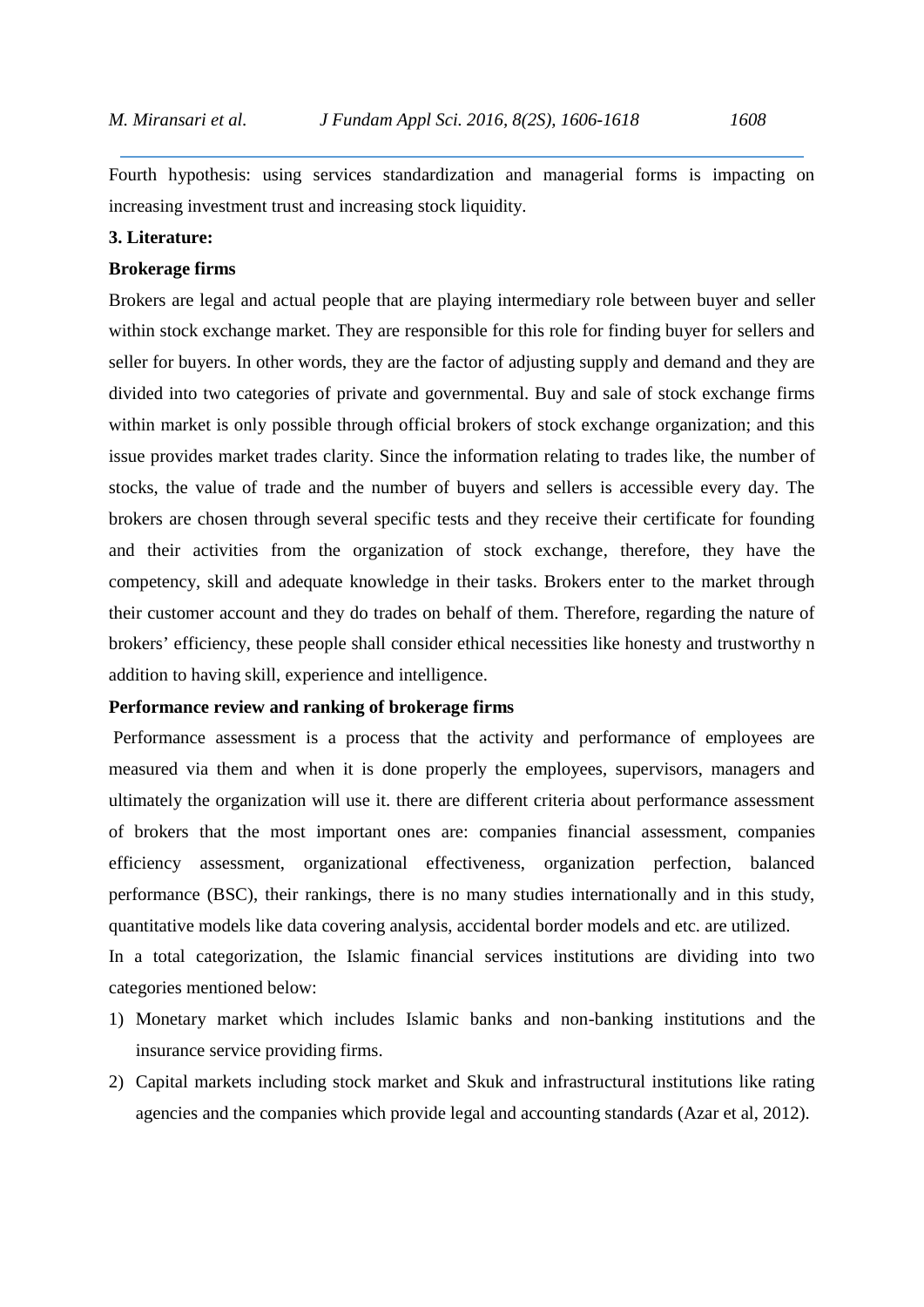Fourth hypothesis: using services standardization and managerial forms is impacting on increasing investment trust and increasing stock liquidity.

## 3. Literature:

### Brokerage firms

Brokers are legal and actual people that are playing intermediary role between buyer and seller within stock exchange market. They are responsible for this role for finding buyer for sellers and seller for buyers. In other words, they are the factor of adjusting supply and demand and they are divided into two categories of private and governmental. Buy and sale of stock exchange firms within market is only possible through official brokers of stock exchange organization; and this issue provides market trades clarity. Since the information relating to trades like, the number of stocks, the value of trade and the number of buyers and sellers is accessible every day. The brokers are chosen through several specific tests and they receive their certificate for founding and their activities from the organization of stock exchange, therefore, they have the competency, skill and adequate knowledge in their tasks. Brokers enter to the market through their customer account and they do trades on behalf of them. Therefore, regarding the nature of brokers' efficiency, these people shall consider ethical necessities like honesty and trustworthy n addition to having skill, experience and intelligence.

### Performance review and ranking of brokerage firms

Performance assessment is a process that the activity and performance of employees are measured via them and when it is done properly the employees, supervisors, managers and ultimately the organization will use it. there are different criteria about performance assessment of brokers that the most important ones are: companies financial assessment, companies efficiency assessment, organizational effectiveness, organization perfection, balanced performance (BSC), their rankings, there is no many studies internationally and in this study, quantitative models like data covering analysis, accidental border models and etc. are utilized.

In a total categorization, the Islamic financial services institutions are dividing into two categories mentioned below:

1) Monetary market which includes Islamic banks and non-banking institutions and the insurance service providing firms.
2) Capital markets including stock market and Skuk and infrastructural institutions like rating agencies and the companies which provide legal and accounting standards (Azar et al, 2012).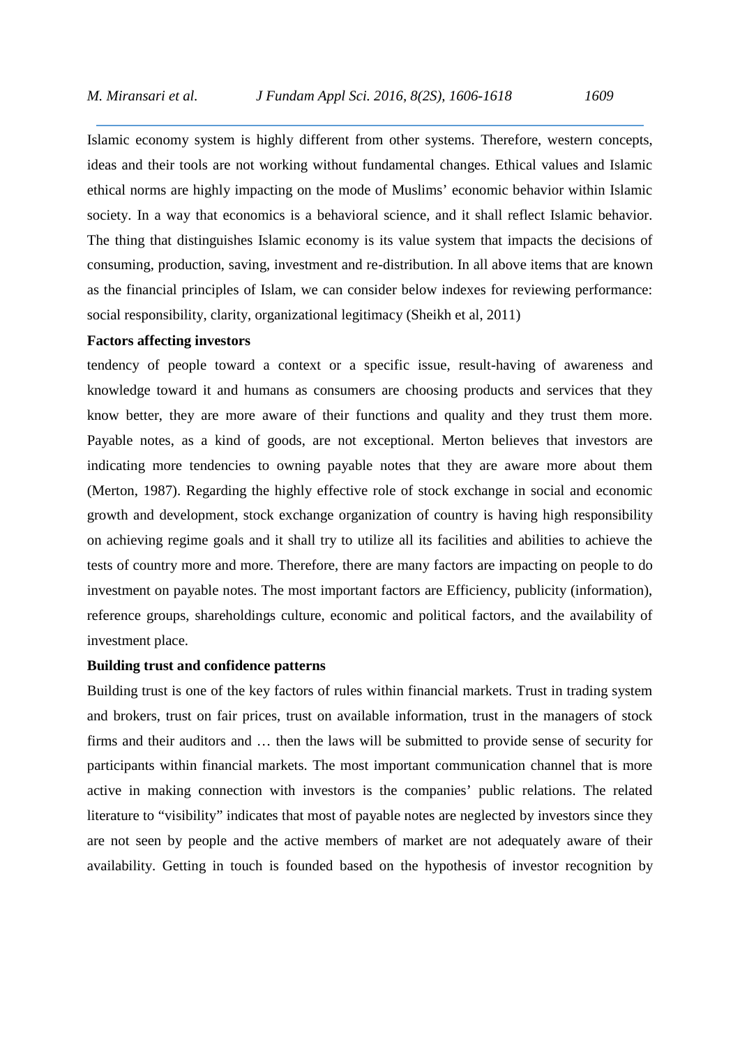Islamic economy system is highly different from other systems. Therefore, western concepts, ideas and their tools are not working without fundamental changes. Ethical values and Islamic ethical norms are highly impacting on the mode of Muslims' economic behavior within Islamic society. In a way that economics is a behavioral science, and it shall reflect Islamic behavior. The thing that distinguishes Islamic economy is its value system that impacts the decisions of consuming, production, saving, investment and re-distribution. In all above items that are known as the financial principles of Islam, we can consider below indexes for reviewing performance: social responsibility, clarity, organizational legitimacy (Sheikh et al, 2011)

**Factors affecting investors**

tendency of people toward a context or a specific issue, result-having of awareness and knowledge toward it and humans as consumers are choosing products and services that they know better, they are more aware of their functions and quality and they trust them more. Payable notes, as a kind of goods, are not exceptional. Merton believes that investors are indicating more tendencies to owning payable notes that they are aware more about them (Merton, 1987). Regarding the highly effective role of stock exchange in social and economic growth and development, stock exchange organization of country is having high responsibility on achieving regime goals and it shall try to utilize all its facilities and abilities to achieve the tests of country more and more. Therefore, there are many factors are impacting on people to do investment on payable notes. The most important factors are Efficiency, publicity (information), reference groups, shareholdings culture, economic and political factors, and the availability of investment place.

**Building trust and confidence patterns**

Building trust is one of the key factors of rules within financial markets. Trust in trading system and brokers, trust on fair prices, trust on available information, trust in the managers of stock firms and their auditors and … then the laws will be submitted to provide sense of security for participants within financial markets. The most important communication channel that is more active in making connection with investors is the companies' public relations. The related literature to "visibility" indicates that most of payable notes are neglected by investors since they are not seen by people and the active members of market are not adequately aware of their availability. Getting in touch is founded based on the hypothesis of investor recognition by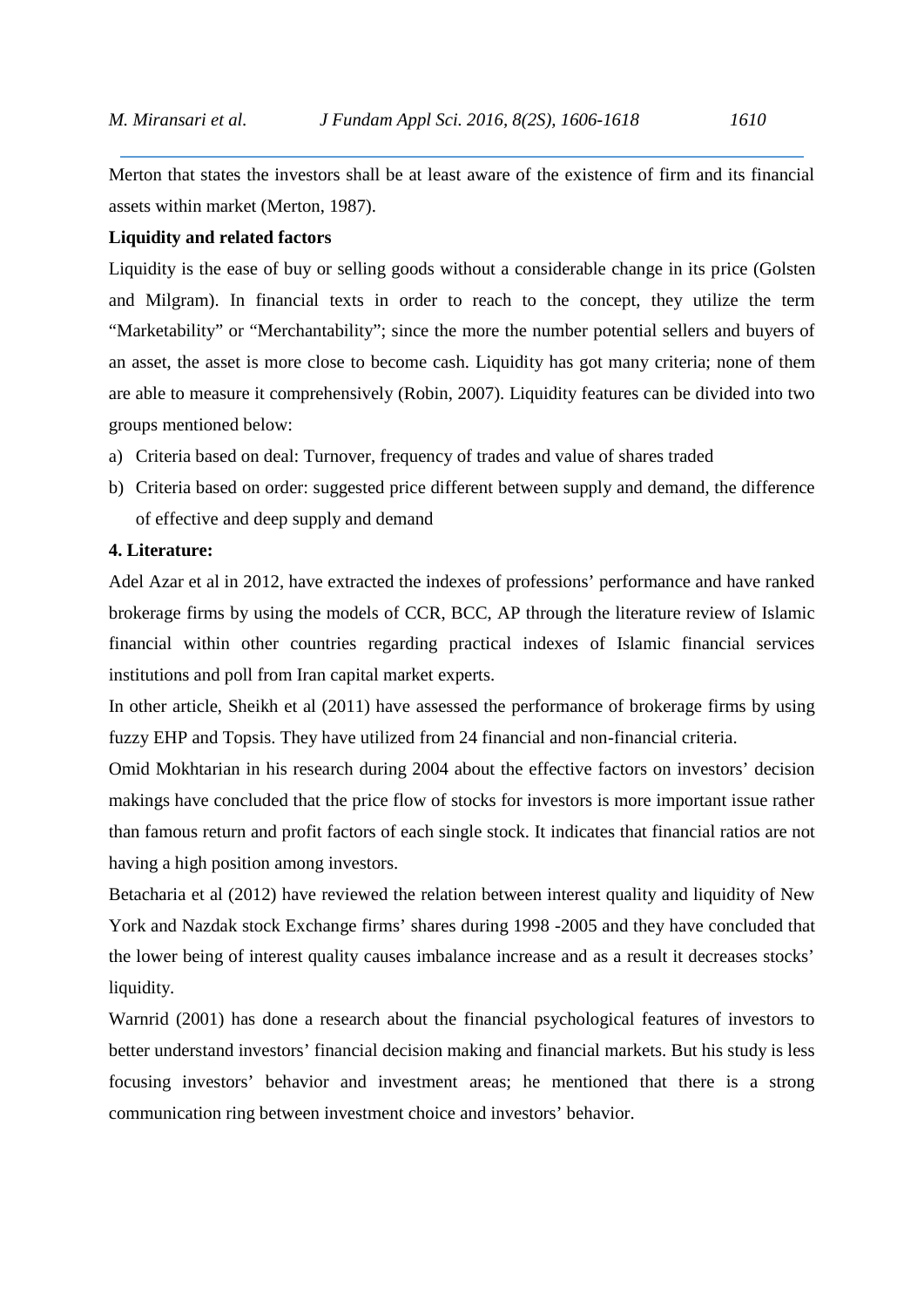Merton that states the investors shall be at least aware of the existence of firm and its financial assets within market (Merton, 1987).

**Liquidity and related factors**

Liquidity is the ease of buy or selling goods without a considerable change in its price (Golsten and Milgram). In financial texts in order to reach to the concept, they utilize the term "Marketability" or "Merchantability"; since the more the number potential sellers and buyers of an asset, the asset is more close to become cash. Liquidity has got many criteria; none of them are able to measure it comprehensively (Robin, 2007). Liquidity features can be divided into two groups mentioned below:

a) Criteria based on deal: Turnover, frequency of trades and value of shares traded
b) Criteria based on order: suggested price different between supply and demand, the difference of effective and deep supply and demand

**4. Literature:**

Adel Azar et al in 2012, have extracted the indexes of professions' performance and have ranked brokerage firms by using the models of CCR, BCC, AP through the literature review of Islamic financial within other countries regarding practical indexes of Islamic financial services institutions and poll from Iran capital market experts.

In other article, Sheikh et al (2011) have assessed the performance of brokerage firms by using fuzzy EHP and Topsis. They have utilized from 24 financial and non-financial criteria.

Omid Mokhtarian in his research during 2004 about the effective factors on investors' decision makings have concluded that the price flow of stocks for investors is more important issue rather than famous return and profit factors of each single stock. It indicates that financial ratios are not having a high position among investors.

Betacharia et al (2012) have reviewed the relation between interest quality and liquidity of New York and Nazdak stock Exchange firms' shares during 1998 -2005 and they have concluded that the lower being of interest quality causes imbalance increase and as a result it decreases stocks' liquidity.

Warnrid (2001) has done a research about the financial psychological features of investors to better understand investors' financial decision making and financial markets. But his study is less focusing investors' behavior and investment areas; he mentioned that there is a strong communication ring between investment choice and investors' behavior.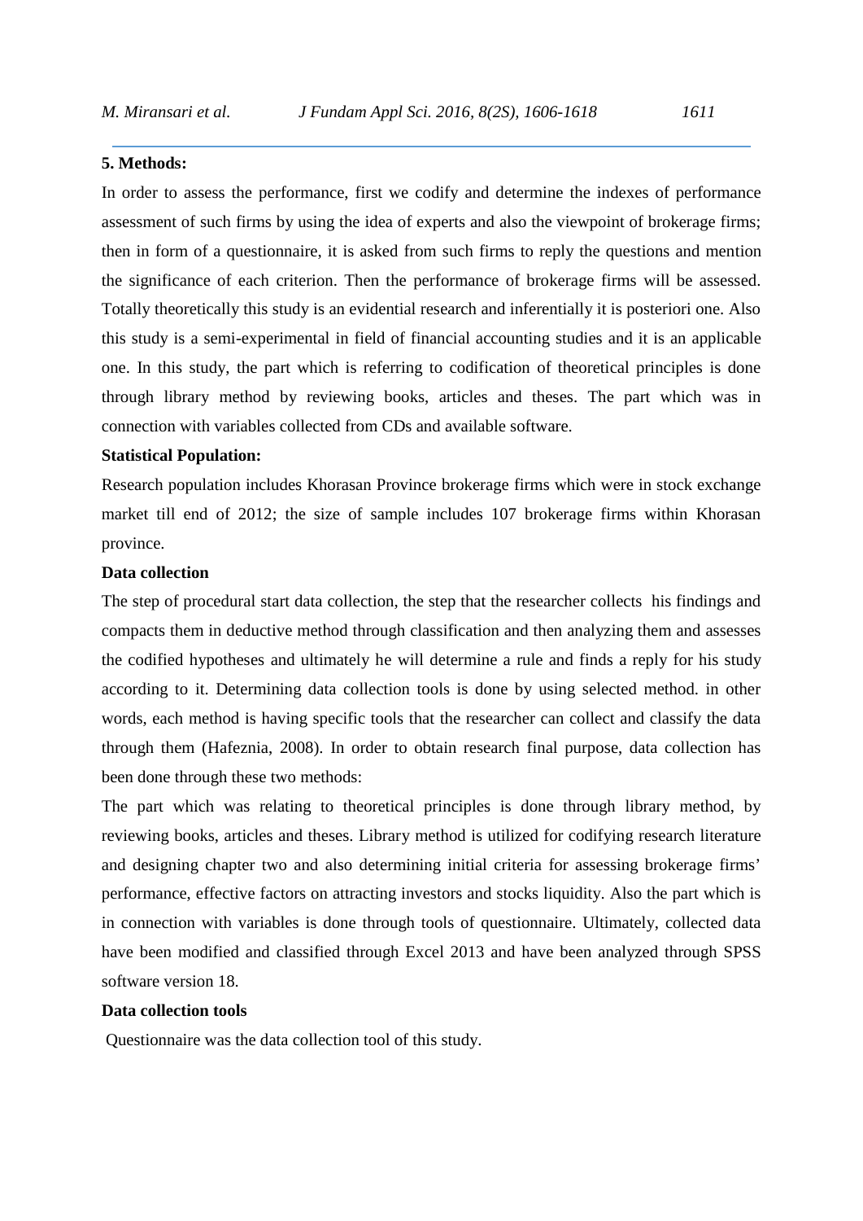## 5. Methods:

In order to assess the performance, first we codify and determine the indexes of performance assessment of such firms by using the idea of experts and also the viewpoint of brokerage firms; then in form of a questionnaire, it is asked from such firms to reply the questions and mention the significance of each criterion. Then the performance of brokerage firms will be assessed. Totally theoretically this study is an evidential research and inferentially it is posteriori one. Also this study is a semi-experimental in field of financial accounting studies and it is an applicable one. In this study, the part which is referring to codification of theoretical principles is done through library method by reviewing books, articles and theses. The part which was in connection with variables collected from CDs and available software.

### Statistical Population:

Research population includes Khorasan Province brokerage firms which were in stock exchange market till end of 2012; the size of sample includes 107 brokerage firms within Khorasan province.

### Data collection

The step of procedural start data collection, the step that the researcher collects his findings and compacts them in deductive method through classification and then analyzing them and assesses the codified hypotheses and ultimately he will determine a rule and finds a reply for his study according to it. Determining data collection tools is done by using selected method. in other words, each method is having specific tools that the researcher can collect and classify the data through them (Hafeznia, 2008). In order to obtain research final purpose, data collection has been done through these two methods:

The part which was relating to theoretical principles is done through library method, by reviewing books, articles and theses. Library method is utilized for codifying research literature and designing chapter two and also determining initial criteria for assessing brokerage firms' performance, effective factors on attracting investors and stocks liquidity. Also the part which is in connection with variables is done through tools of questionnaire. Ultimately, collected data have been modified and classified through Excel 2013 and have been analyzed through SPSS software version 18.

### Data collection tools

Questionnaire was the data collection tool of this study.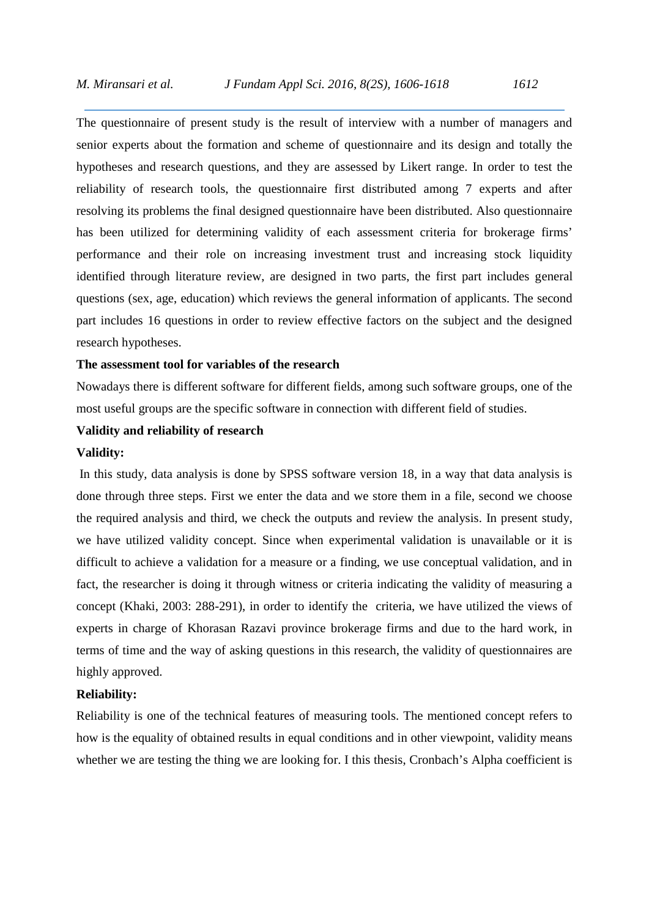The questionnaire of present study is the result of interview with a number of managers and senior experts about the formation and scheme of questionnaire and its design and totally the hypotheses and research questions, and they are assessed by Likert range. In order to test the reliability of research tools, the questionnaire first distributed among 7 experts and after resolving its problems the final designed questionnaire have been distributed. Also questionnaire has been utilized for determining validity of each assessment criteria for brokerage firms' performance and their role on increasing investment trust and increasing stock liquidity identified through literature review, are designed in two parts, the first part includes general questions (sex, age, education) which reviews the general information of applicants. The second part includes 16 questions in order to review effective factors on the subject and the designed research hypotheses.

**The assessment tool for variables of the research**

Nowadays there is different software for different fields, among such software groups, one of the most useful groups are the specific software in connection with different field of studies.

**Validity and reliability of research**

**Validity:**

In this study, data analysis is done by SPSS software version 18, in a way that data analysis is done through three steps. First we enter the data and we store them in a file, second we choose the required analysis and third, we check the outputs and review the analysis. In present study, we have utilized validity concept. Since when experimental validation is unavailable or it is difficult to achieve a validation for a measure or a finding, we use conceptual validation, and in fact, the researcher is doing it through witness or criteria indicating the validity of measuring a concept (Khaki, 2003: 288-291), in order to identify the criteria, we have utilized the views of experts in charge of Khorasan Razavi province brokerage firms and due to the hard work, in terms of time and the way of asking questions in this research, the validity of questionnaires are highly approved.

**Reliability:**

Reliability is one of the technical features of measuring tools. The mentioned concept refers to how is the equality of obtained results in equal conditions and in other viewpoint, validity means whether we are testing the thing we are looking for. I this thesis, Cronbach's Alpha coefficient is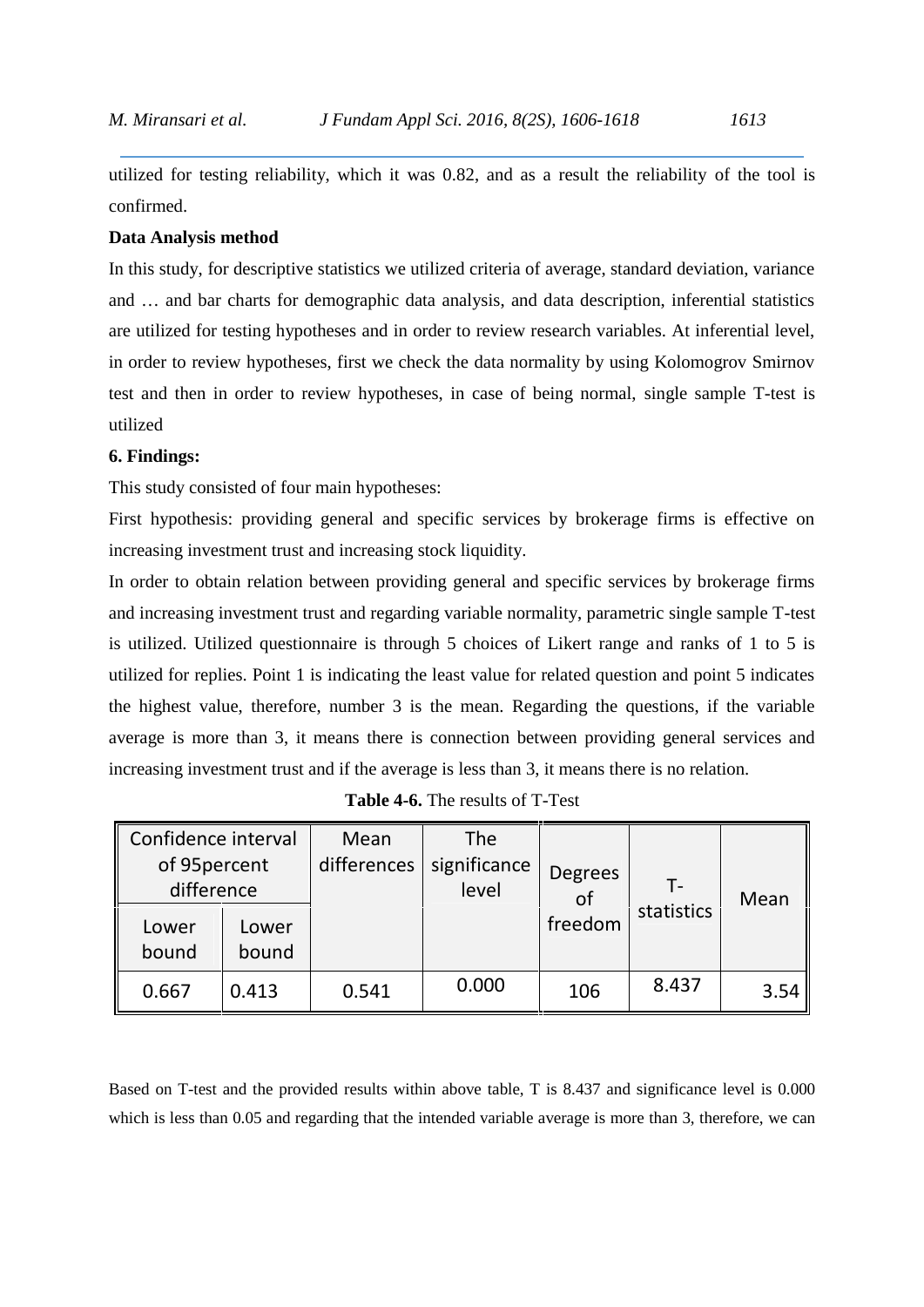utilized for testing reliability, which it was 0.82, and as a result the reliability of the tool is confirmed.

**Data Analysis method**

In this study, for descriptive statistics we utilized criteria of average, standard deviation, variance and … and bar charts for demographic data analysis, and data description, inferential statistics are utilized for testing hypotheses and in order to review research variables. At inferential level, in order to review hypotheses, first we check the data normality by using Kolomogrov Smirnov test and then in order to review hypotheses, in case of being normal, single sample T-test is utilized

**6. Findings:**

This study consisted of four main hypotheses:

First hypothesis: providing general and specific services by brokerage firms is effective on increasing investment trust and increasing stock liquidity.

In order to obtain relation between providing general and specific services by brokerage firms and increasing investment trust and regarding variable normality, parametric single sample T-test is utilized. Utilized questionnaire is through 5 choices of Likert range and ranks of 1 to 5 is utilized for replies. Point 1 is indicating the least value for related question and point 5 indicates the highest value, therefore, number 3 is the mean. Regarding the questions, if the variable average is more than 3, it means there is connection between providing general services and increasing investment trust and if the average is less than 3, it means there is no relation.

**Table 4-6.** The results of T-Test

| Confidence interval of 95percent difference | | Mean differences | The significance level | Degrees of freedom | T-statistics | Mean |
|---|---|---|---|---|---|---|
| Lower bound | Lower bound | | | | | |
| 0.667 | 0.413 | 0.541 | 0.000 | 106 | 8.437 | 3.54 |

Based on T-test and the provided results within above table, T is 8.437 and significance level is 0.000 which is less than 0.05 and regarding that the intended variable average is more than 3, therefore, we can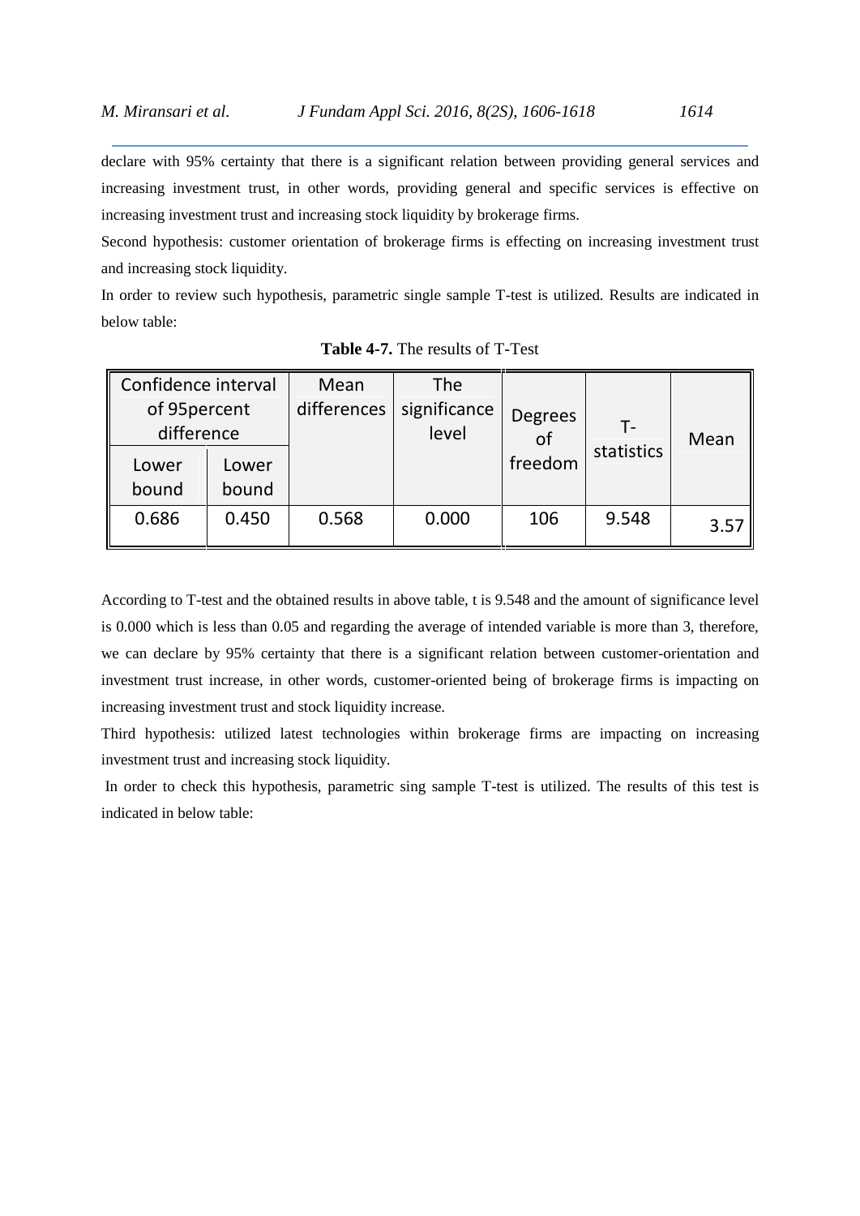declare with 95% certainty that there is a significant relation between providing general services and increasing investment trust, in other words, providing general and specific services is effective on increasing investment trust and increasing stock liquidity by brokerage firms.

Second hypothesis: customer orientation of brokerage firms is effecting on increasing investment trust and increasing stock liquidity.

In order to review such hypothesis, parametric single sample T-test is utilized. Results are indicated in below table:

**Table 4-7.** The results of T-Test

| Confidence interval of 95percent difference | | Mean differences | The significance level | Degrees of freedom | T-statistics | Mean |
|---|---|---|---|---|---|---|
| Lower bound | Lower bound | | | | | |
| 0.686 | 0.450 | 0.568 | 0.000 | 106 | 9.548 | 3.57 |

According to T-test and the obtained results in above table, t is 9.548 and the amount of significance level is 0.000 which is less than 0.05 and regarding the average of intended variable is more than 3, therefore, we can declare by 95% certainty that there is a significant relation between customer-orientation and investment trust increase, in other words, customer-oriented being of brokerage firms is impacting on increasing investment trust and stock liquidity increase.

Third hypothesis: utilized latest technologies within brokerage firms are impacting on increasing investment trust and increasing stock liquidity.

In order to check this hypothesis, parametric sing sample T-test is utilized. The results of this test is indicated in below table: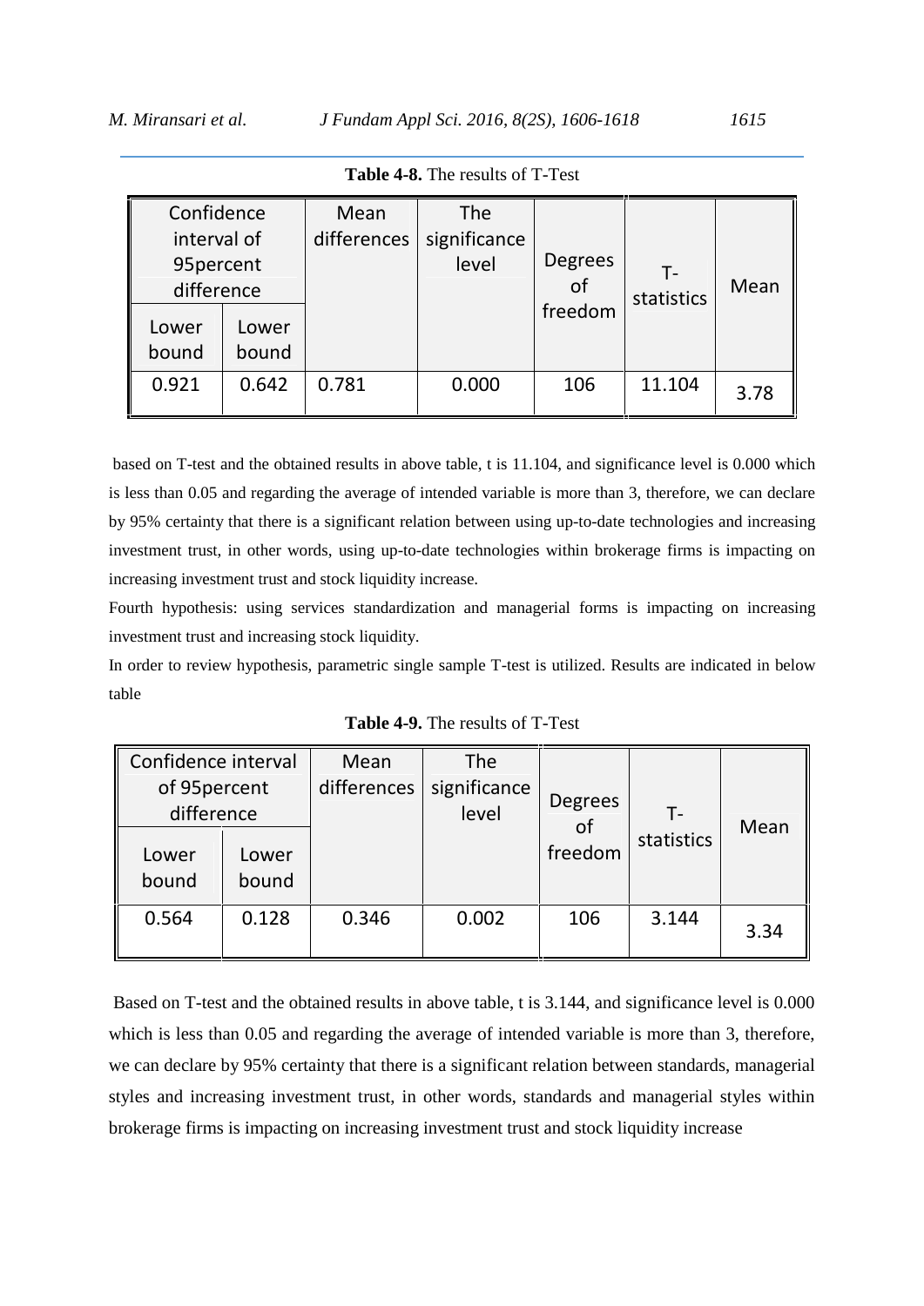**Table 4-8.** The results of T-Test

| Confidence interval of 95percent difference | | Mean differences | The significance level | Degrees of freedom | T-statistics | Mean |
|---|---|---|---|---|---|---|
| Lower bound | Lower bound | | | | | |
| 0.921 | 0.642 | 0.781 | 0.000 | 106 | 11.104 | 3.78 |

based on T-test and the obtained results in above table, t is 11.104, and significance level is 0.000 which is less than 0.05 and regarding the average of intended variable is more than 3, therefore, we can declare by 95% certainty that there is a significant relation between using up-to-date technologies and increasing investment trust, in other words, using up-to-date technologies within brokerage firms is impacting on increasing investment trust and stock liquidity increase.

Fourth hypothesis: using services standardization and managerial forms is impacting on increasing investment trust and increasing stock liquidity.

In order to review hypothesis, parametric single sample T-test is utilized. Results are indicated in below table

**Table 4-9.** The results of T-Test

| Confidence interval of 95percent difference | | Mean differences | The significance level | Degrees of freedom | T-statistics | Mean |
|---|---|---|---|---|---|---|
| Lower bound | Lower bound | | | | | |
| 0.564 | 0.128 | 0.346 | 0.002 | 106 | 3.144 | 3.34 |

Based on T-test and the obtained results in above table, t is 3.144, and significance level is 0.000 which is less than 0.05 and regarding the average of intended variable is more than 3, therefore, we can declare by 95% certainty that there is a significant relation between standards, managerial styles and increasing investment trust, in other words, standards and managerial styles within brokerage firms is impacting on increasing investment trust and stock liquidity increase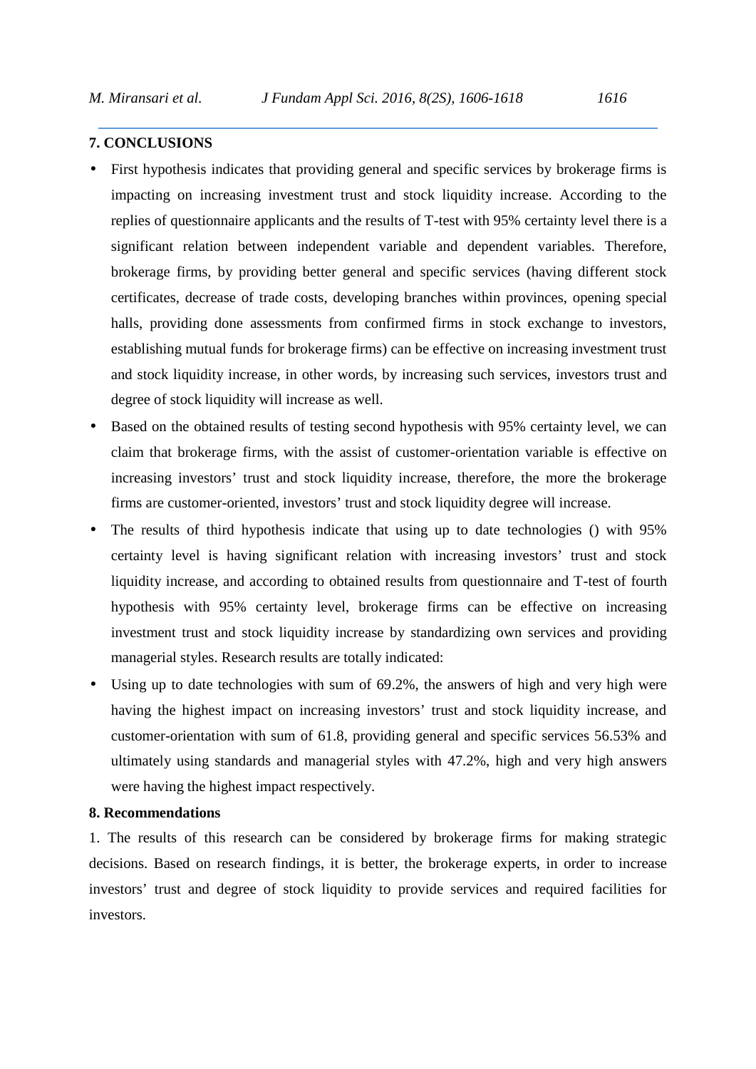## 7. CONCLUSIONS

- First hypothesis indicates that providing general and specific services by brokerage firms is impacting on increasing investment trust and stock liquidity increase. According to the replies of questionnaire applicants and the results of T-test with 95% certainty level there is a significant relation between independent variable and dependent variables. Therefore, brokerage firms, by providing better general and specific services (having different stock certificates, decrease of trade costs, developing branches within provinces, opening special halls, providing done assessments from confirmed firms in stock exchange to investors, establishing mutual funds for brokerage firms) can be effective on increasing investment trust and stock liquidity increase, in other words, by increasing such services, investors trust and degree of stock liquidity will increase as well.
- Based on the obtained results of testing second hypothesis with 95% certainty level, we can claim that brokerage firms, with the assist of customer-orientation variable is effective on increasing investors' trust and stock liquidity increase, therefore, the more the brokerage firms are customer-oriented, investors' trust and stock liquidity degree will increase.
- The results of third hypothesis indicate that using up to date technologies () with 95% certainty level is having significant relation with increasing investors' trust and stock liquidity increase, and according to obtained results from questionnaire and T-test of fourth hypothesis with 95% certainty level, brokerage firms can be effective on increasing investment trust and stock liquidity increase by standardizing own services and providing managerial styles. Research results are totally indicated:
- Using up to date technologies with sum of 69.2%, the answers of high and very high were having the highest impact on increasing investors' trust and stock liquidity increase, and customer-orientation with sum of 61.8, providing general and specific services 56.53% and ultimately using standards and managerial styles with 47.2%, high and very high answers were having the highest impact respectively.

## 8. Recommendations

1. The results of this research can be considered by brokerage firms for making strategic decisions. Based on research findings, it is better, the brokerage experts, in order to increase investors' trust and degree of stock liquidity to provide services and required facilities for investors.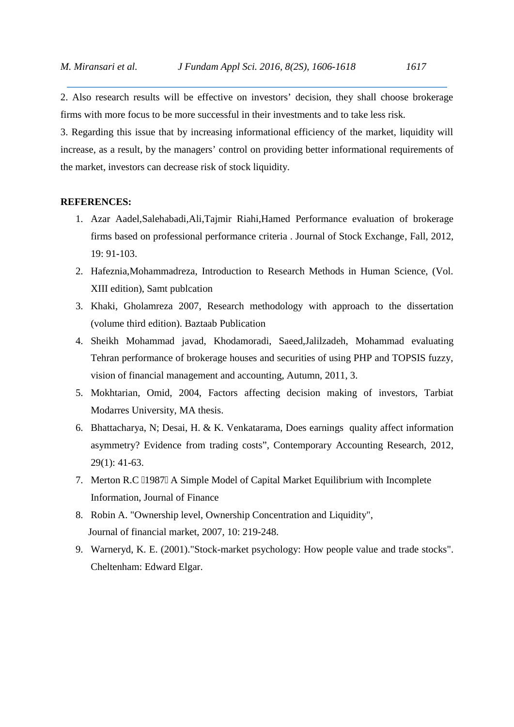2. Also research results will be effective on investors' decision, they shall choose brokerage firms with more focus to be more successful in their investments and to take less risk.

3. Regarding this issue that by increasing informational efficiency of the market, liquidity will increase, as a result, by the managers' control on providing better informational requirements of the market, investors can decrease risk of stock liquidity.

**REFERENCES:**

1. Azar Aadel,Salehabadi,Ali,Tajmir Riahi,Hamed Performance evaluation of brokerage firms based on professional performance criteria . Journal of Stock Exchange, Fall, 2012, 19: 91-103.
2. Hafeznia,Mohammadreza, Introduction to Research Methods in Human Science, (Vol. XIII edition), Samt publcation
3. Khaki, Gholamreza 2007, Research methodology with approach to the dissertation (volume third edition). Baztaab Publication
4. Sheikh Mohammad javad, Khodamoradi, Saeed,Jalilzadeh, Mohammad evaluating Tehran performance of brokerage houses and securities of using PHP and TOPSIS fuzzy, vision of financial management and accounting, Autumn, 2011, 3.
5. Mokhtarian, Omid, 2004, Factors affecting decision making of investors, Tarbiat Modarres University, MA thesis.
6. Bhattacharya, N; Desai, H. & K. Venkatarama, Does earnings quality affect information asymmetry? Evidence from trading costs", Contemporary Accounting Research, 2012, 29(1): 41-63.
7. Merton R.C (1987) A Simple Model of Capital Market Equilibrium with Incomplete Information, Journal of Finance
8. Robin A. "Ownership level, Ownership Concentration and Liquidity", Journal of financial market, 2007, 10: 219-248.
9. Warneryd, K. E. (2001)."Stock-market psychology: How people value and trade stocks". Cheltenham: Edward Elgar.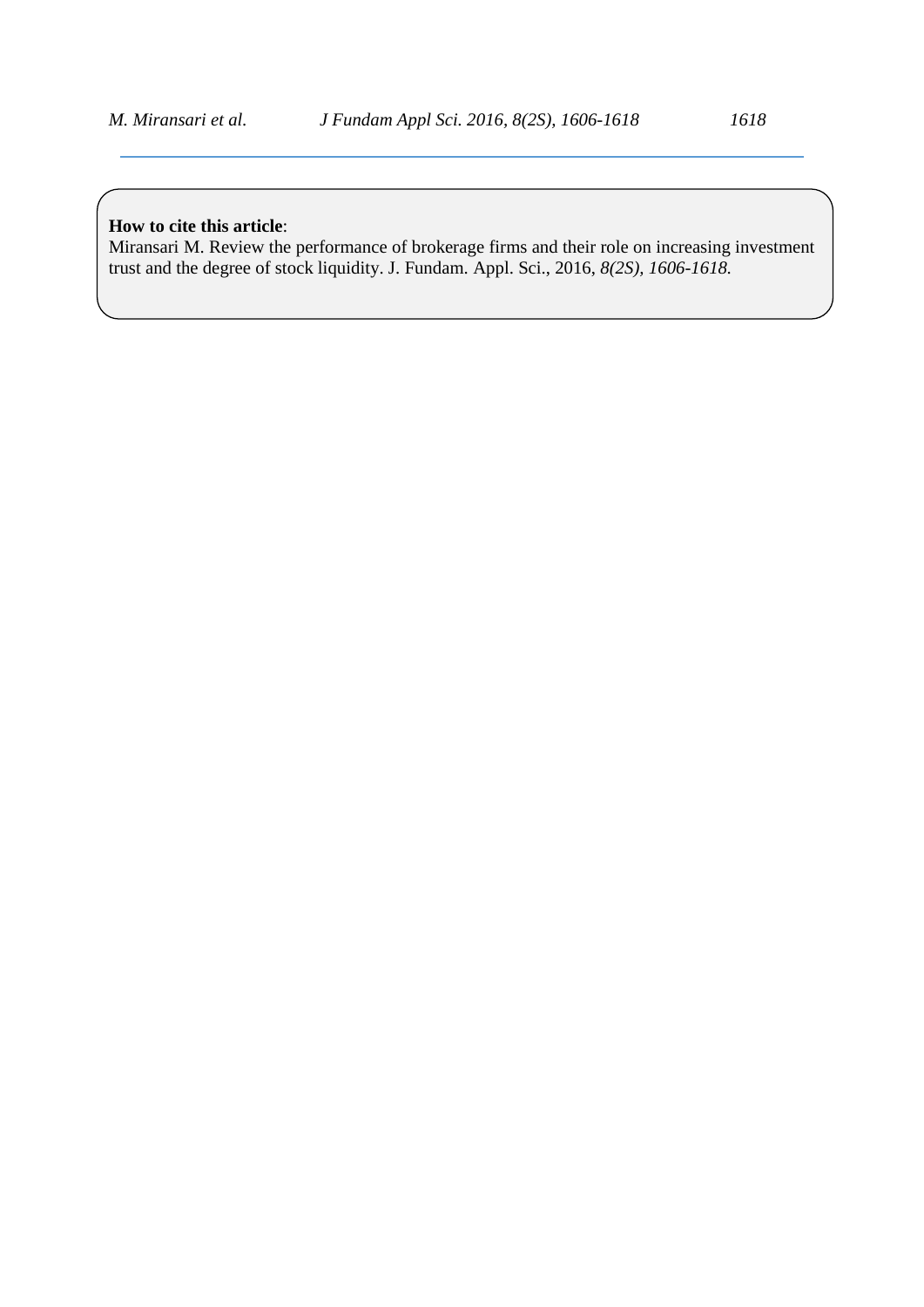**How to cite this article**:
Miransari M. Review the performance of brokerage firms and their role on increasing investment trust and the degree of stock liquidity. J. Fundam. Appl. Sci., 2016, *8(2S), 1606-1618.*